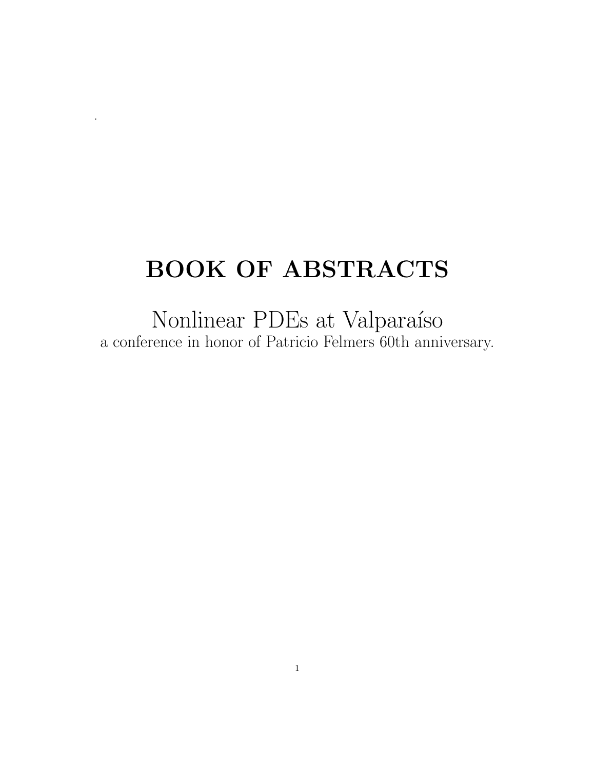# BOOK OF ABSTRACTS

## Nonlinear PDEs at Valparaíso

a conference in honor of Patricio Felmers 60th anniversary.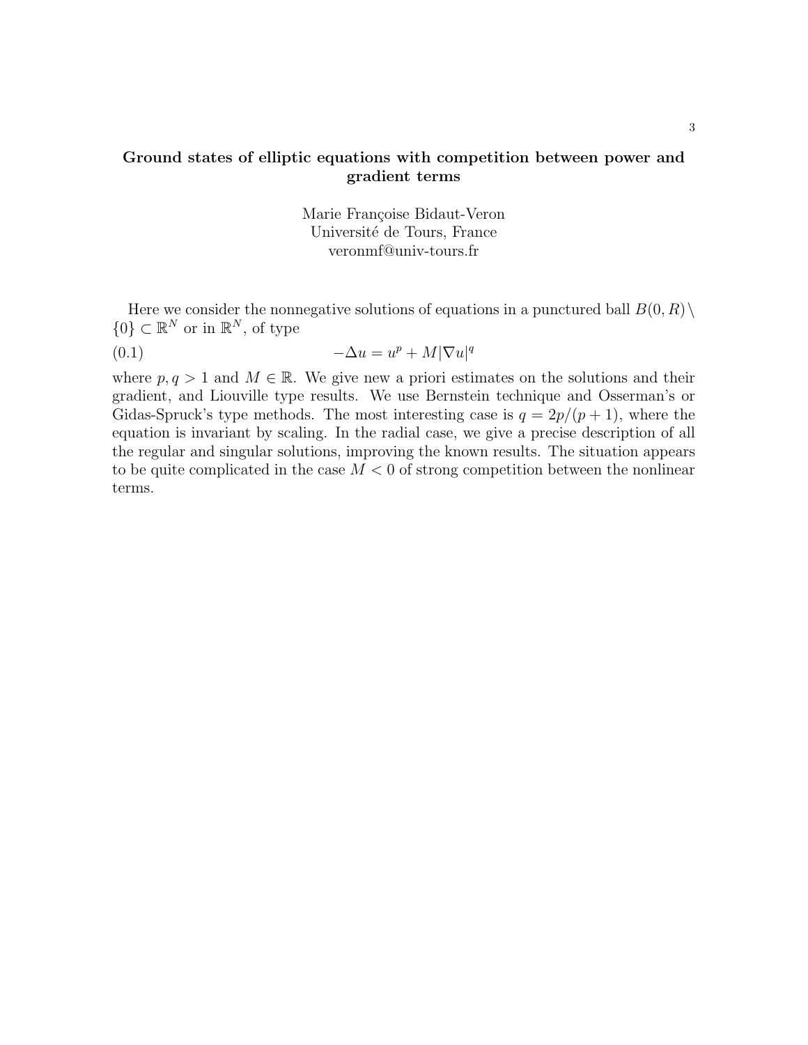## Ground states of elliptic equations with competition between power and gradient terms

Marie Françoise Bidaut-Veron
Université de Tours, France
veronmf@univ-tours.fr

Here we consider the nonnegative solutions of equations in a punctured ball $B(0,R)\setminus\{0\} \subset \mathbb{R}^N$ or in $\mathbb{R}^N$, of type

$$-\Delta u = u^p + M|\nabla u|^q \tag{0.1}$$

where $p, q > 1$ and $M \in \mathbb{R}$. We give new a priori estimates on the solutions and their gradient, and Liouville type results. We use Bernstein technique and Osserman's or Gidas-Spruck's type methods. The most interesting case is $q = 2p/(p+1)$, where the equation is invariant by scaling. In the radial case, we give a precise description of all the regular and singular solutions, improving the known results. The situation appears to be quite complicated in the case $M < 0$ of strong competition between the nonlinear terms.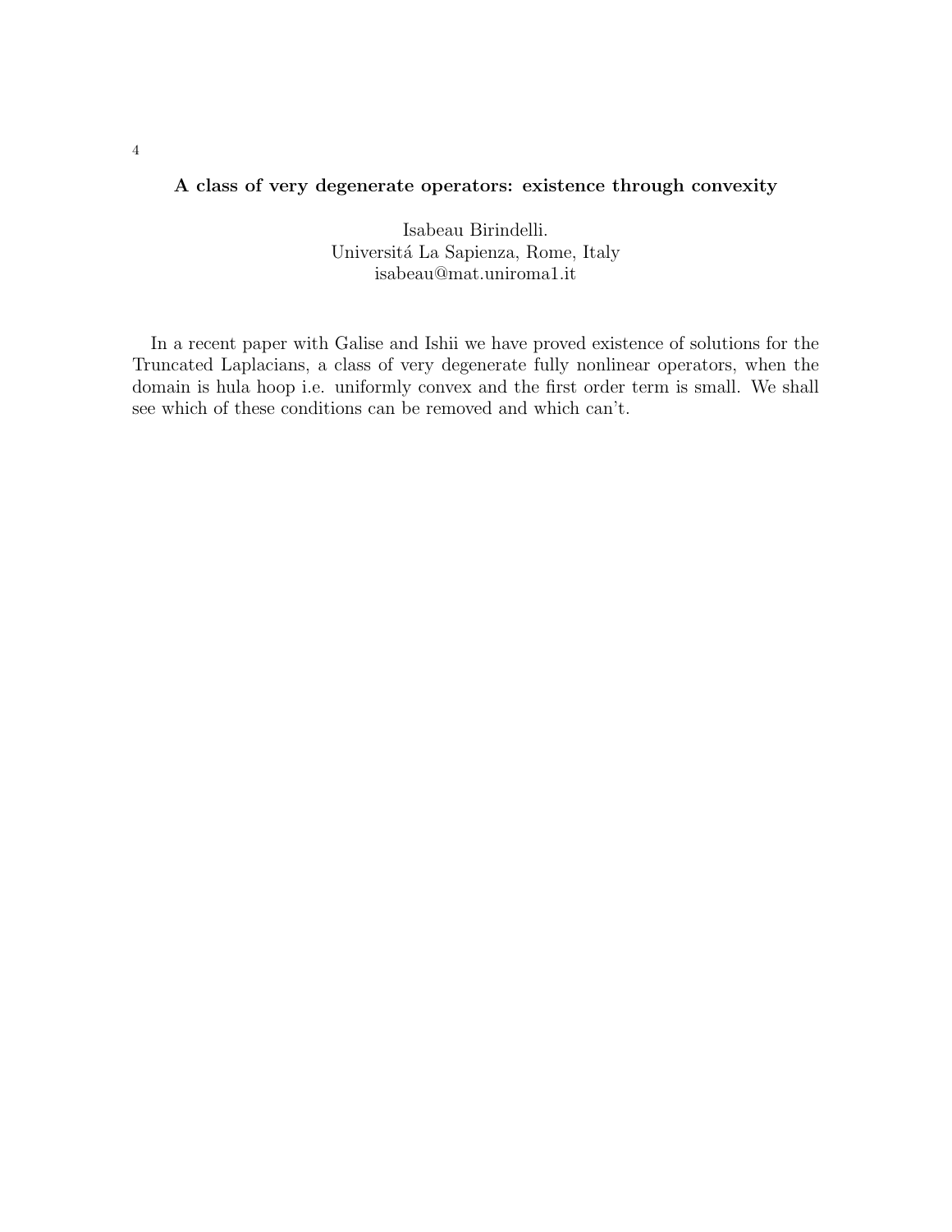### A class of very degenerate operators: existence through convexity

Isabeau Birindelli.
Universitá La Sapienza, Rome, Italy
isabeau@mat.uniroma1.it

In a recent paper with Galise and Ishii we have proved existence of solutions for the Truncated Laplacians, a class of very degenerate fully nonlinear operators, when the domain is hula hoop i.e. uniformly convex and the first order term is small. We shall see which of these conditions can be removed and which can't.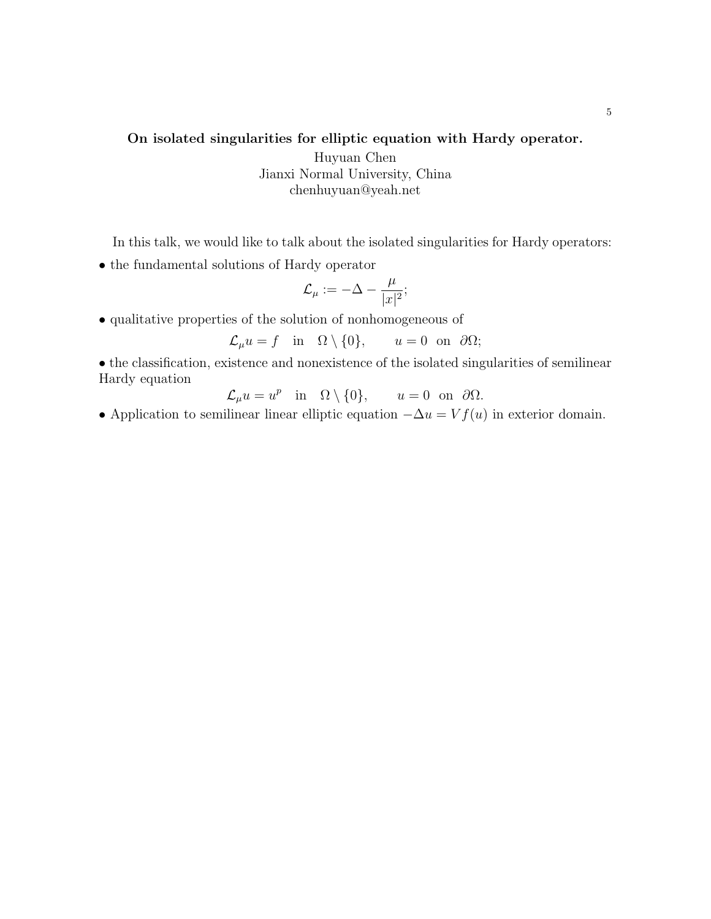**On isolated singularities for elliptic equation with Hardy operator.**

Huyuan Chen
Jianxi Normal University, China
chenhuyuan@yeah.net

In this talk, we would like to talk about the isolated singularities for Hardy operators:

• the fundamental solutions of Hardy operator

$$\mathcal{L}_\mu := -\Delta - \frac{\mu}{|x|^2};$$

• qualitative properties of the solution of nonhomogeneous of

$$\mathcal{L}_\mu u = f \quad \text{in} \quad \Omega \setminus \{0\}, \qquad u = 0 \;\; \text{on} \;\; \partial\Omega;$$

• the classification, existence and nonexistence of the isolated singularities of semilinear Hardy equation

$$\mathcal{L}_\mu u = u^p \quad \text{in} \quad \Omega \setminus \{0\}, \qquad u = 0 \;\; \text{on} \;\; \partial\Omega.$$

• Application to semilinear linear elliptic equation $-\Delta u = V f(u)$ in exterior domain.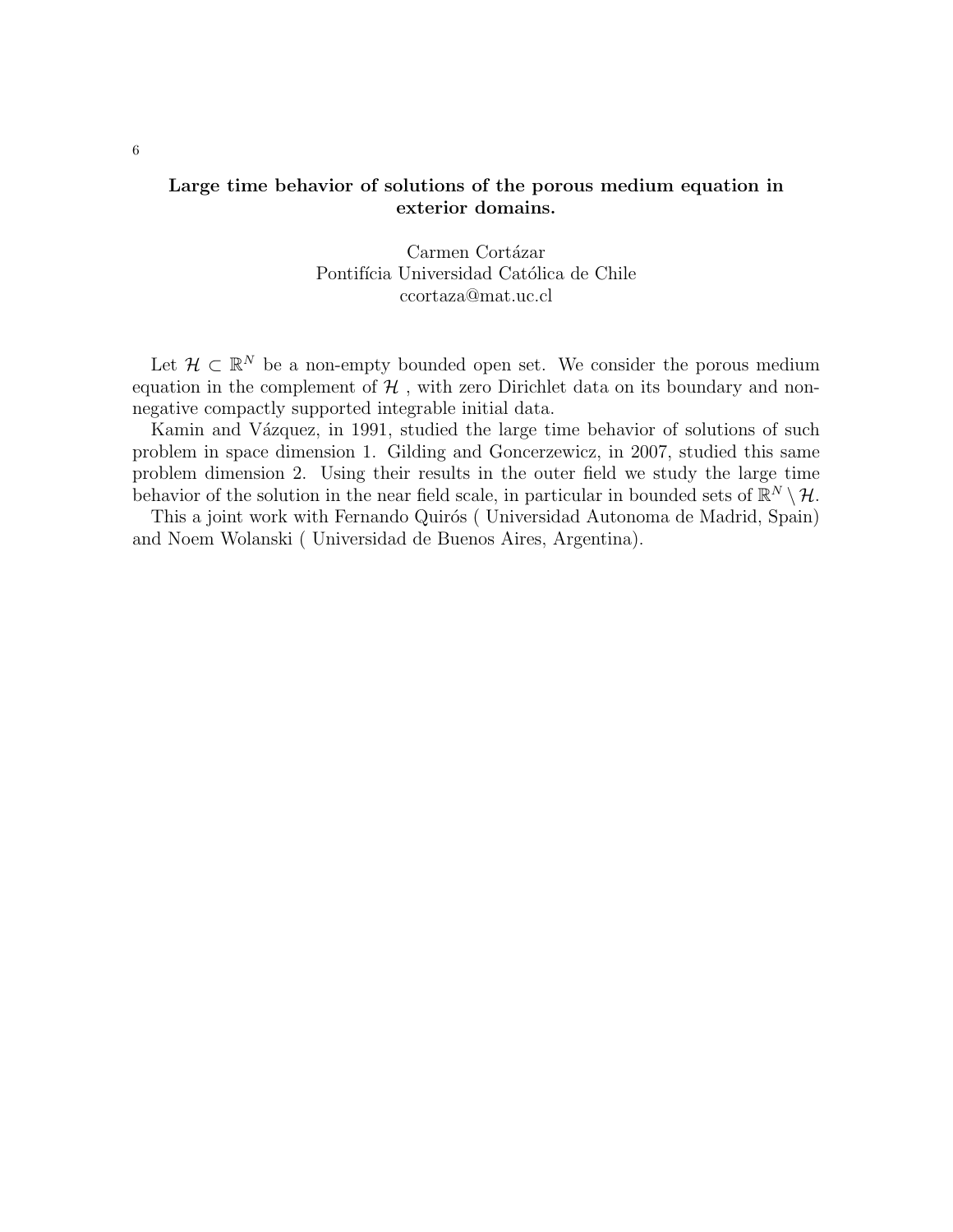## Large time behavior of solutions of the porous medium equation in exterior domains.

Carmen Cortázar
Pontifícia Universidad Católica de Chile
ccortaza@mat.uc.cl

Let $\mathcal{H} \subset \mathbb{R}^N$ be a non-empty bounded open set. We consider the porous medium equation in the complement of $\mathcal{H}$ , with zero Dirichlet data on its boundary and non-negative compactly supported integrable initial data.

Kamin and Vázquez, in 1991, studied the large time behavior of solutions of such problem in space dimension 1. Gilding and Goncerzewicz, in 2007, studied this same problem dimension 2. Using their results in the outer field we study the large time behavior of the solution in the near field scale, in particular in bounded sets of $\mathbb{R}^N \setminus \mathcal{H}$.

This a joint work with Fernando Quirós ( Universidad Autonoma de Madrid, Spain) and Noem Wolanski ( Universidad de Buenos Aires, Argentina).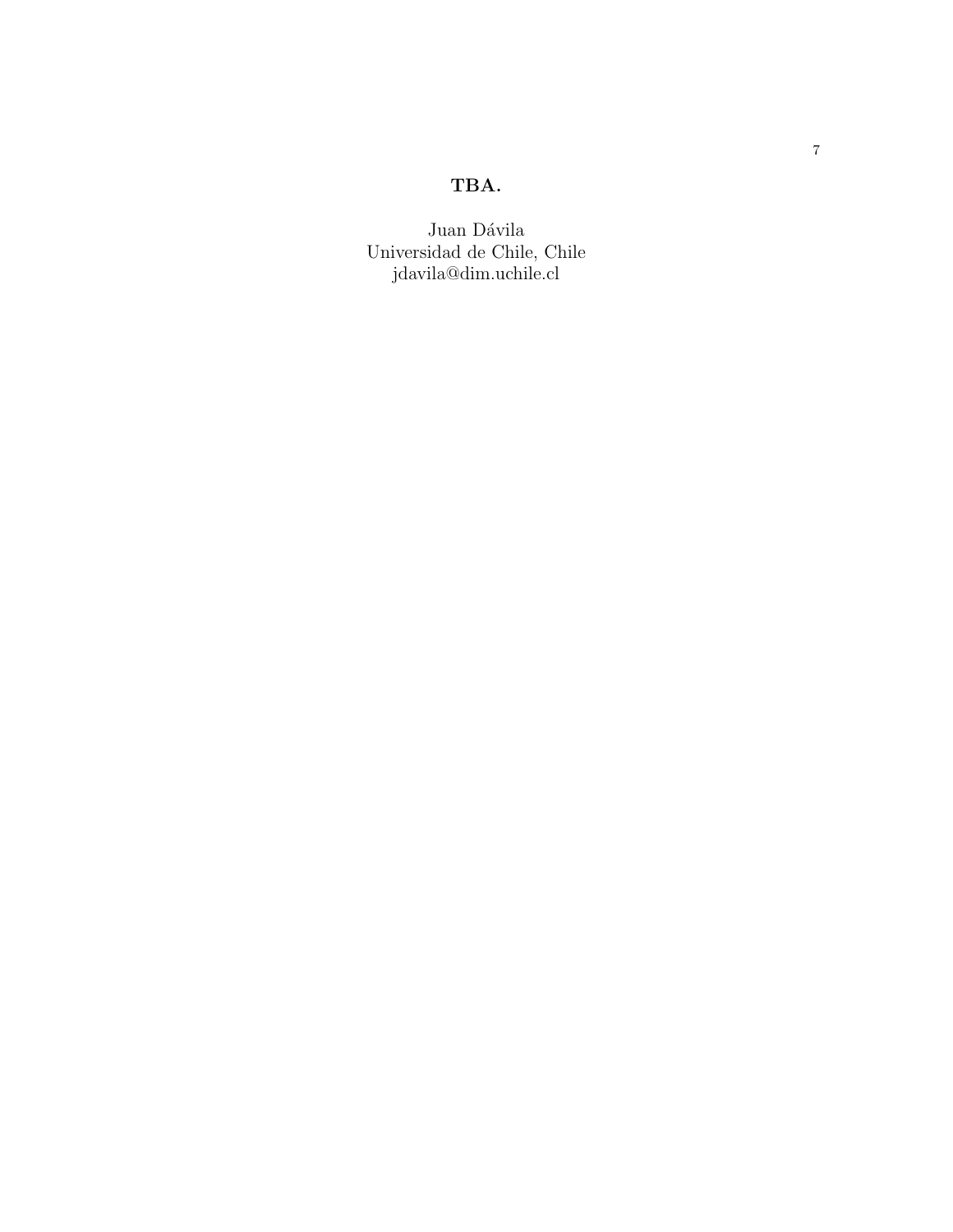**TBA.**

Juan Dávila
Universidad de Chile, Chile
jdavila@dim.uchile.cl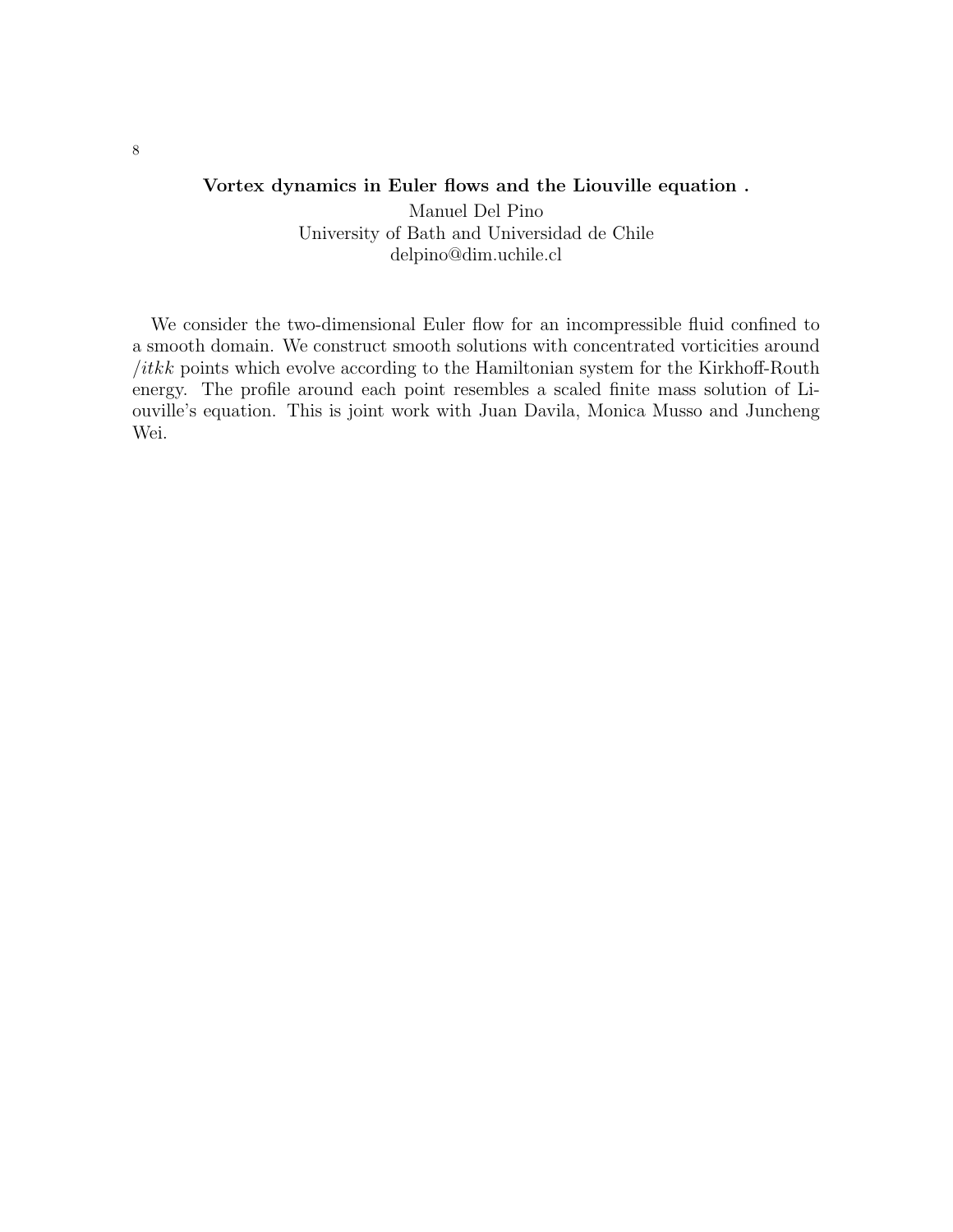## Vortex dynamics in Euler flows and the Liouville equation .

Manuel Del Pino
University of Bath and Universidad de Chile
delpino@dim.uchile.cl

We consider the two-dimensional Euler flow for an incompressible fluid confined to a smooth domain. We construct smooth solutions with concentrated vorticities around /*itkk* points which evolve according to the Hamiltonian system for the Kirkhoff-Routh energy. The profile around each point resembles a scaled finite mass solution of Liouville's equation. This is joint work with Juan Davila, Monica Musso and Juncheng Wei.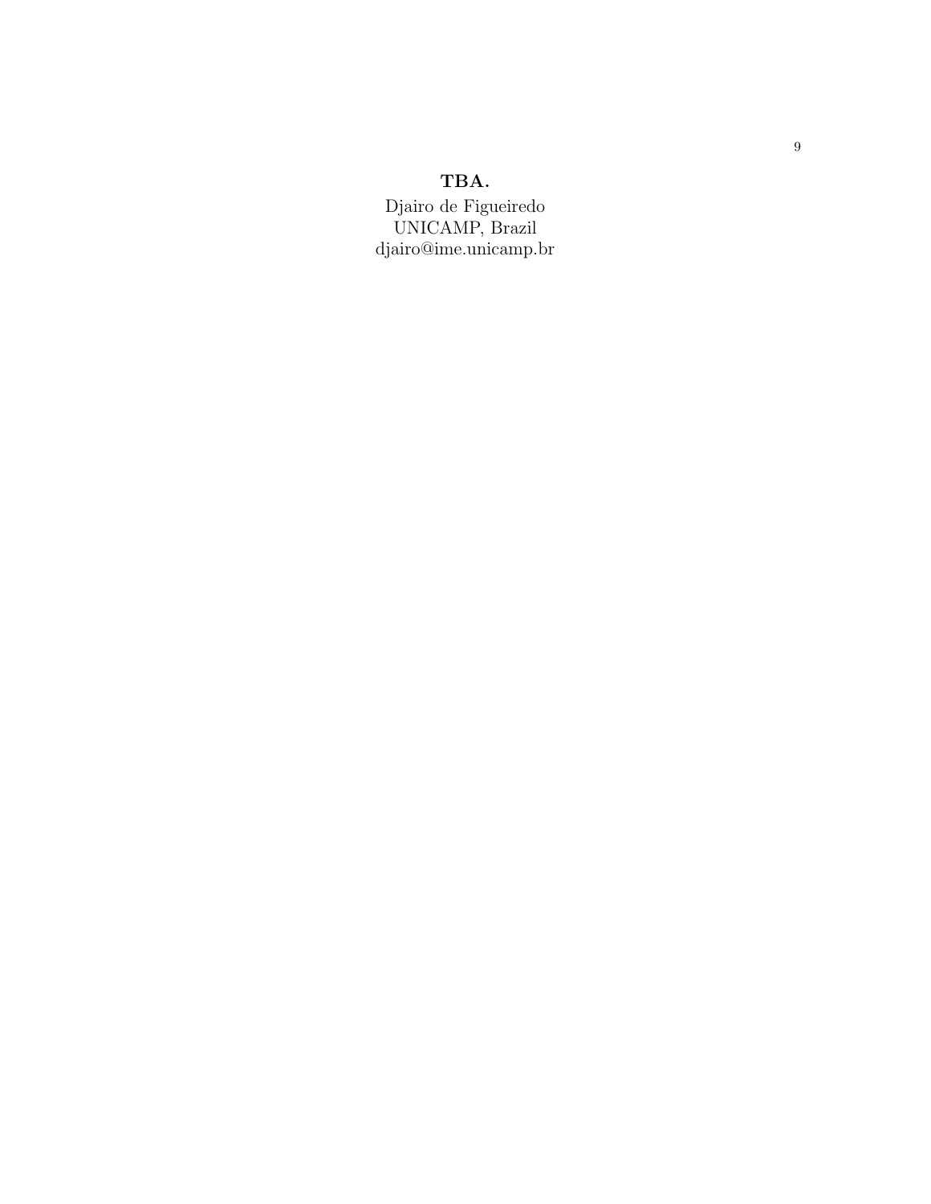## TBA.

Djairo de Figueiredo
UNICAMP, Brazil
djairo@ime.unicamp.br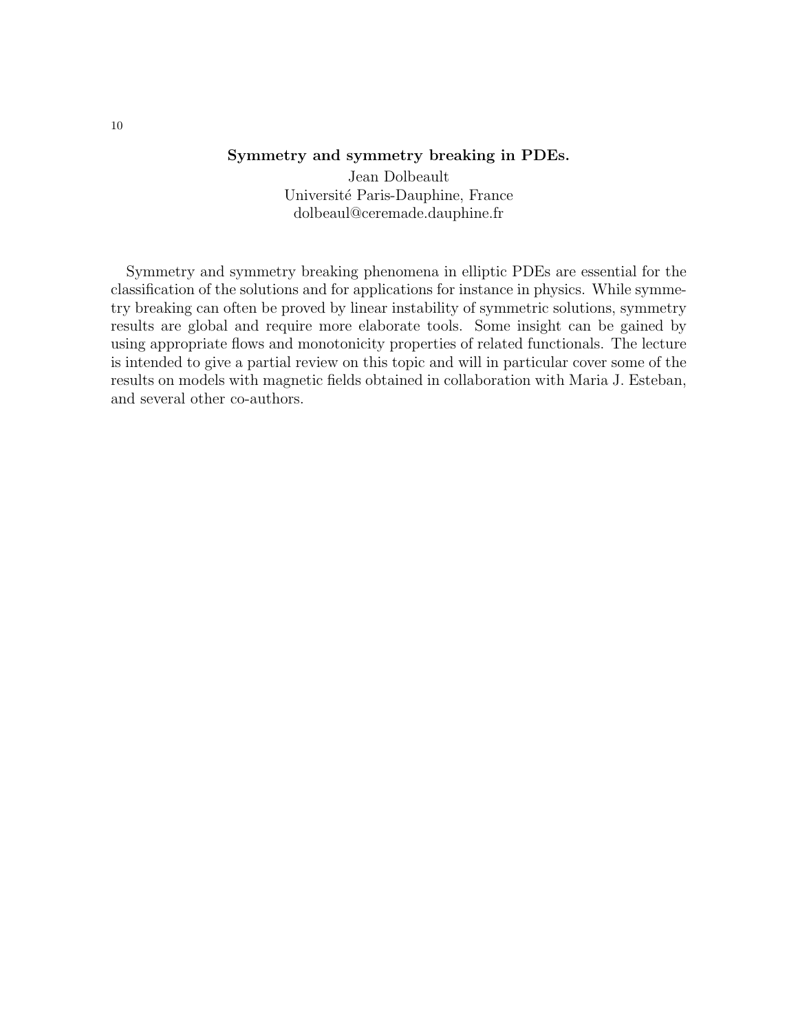### Symmetry and symmetry breaking in PDEs.

Jean Dolbeault
Université Paris-Dauphine, France
dolbeaul@ceremade.dauphine.fr

Symmetry and symmetry breaking phenomena in elliptic PDEs are essential for the classification of the solutions and for applications for instance in physics. While symmetry breaking can often be proved by linear instability of symmetric solutions, symmetry results are global and require more elaborate tools. Some insight can be gained by using appropriate flows and monotonicity properties of related functionals. The lecture is intended to give a partial review on this topic and will in particular cover some of the results on models with magnetic fields obtained in collaboration with Maria J. Esteban, and several other co-authors.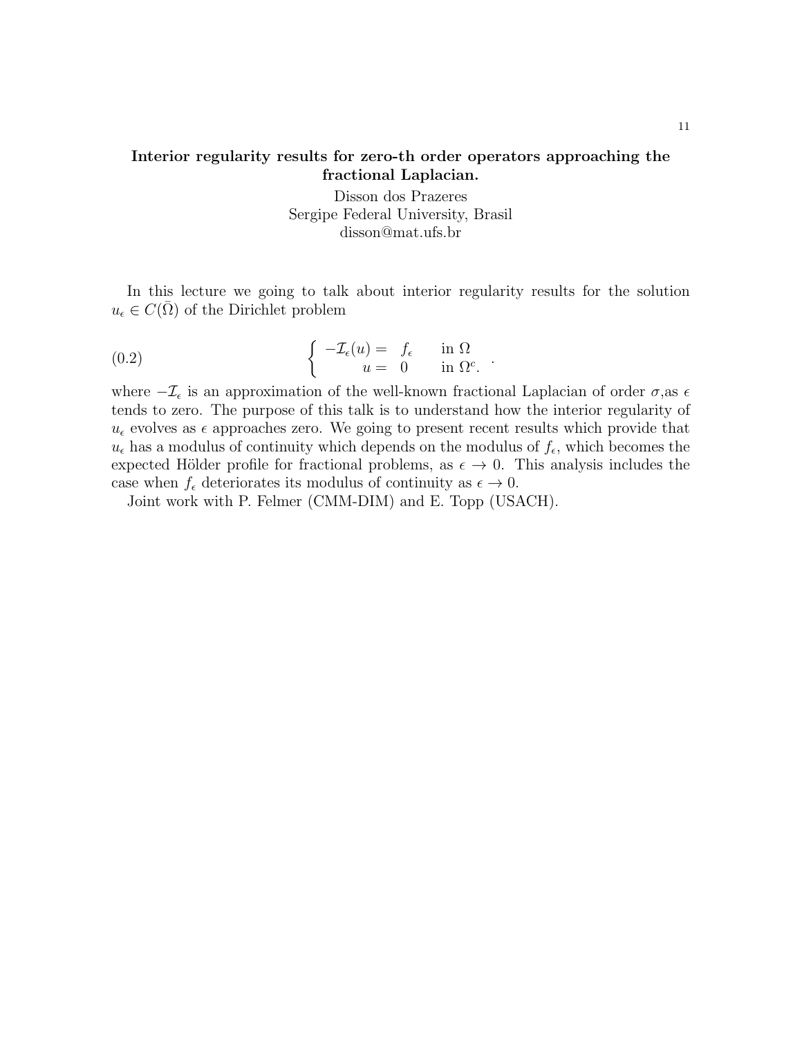**Interior regularity results for zero-th order operators approaching the fractional Laplacian.**

Disson dos Prazeres
Sergipe Federal University, Brasil
disson@mat.ufs.br

In this lecture we going to talk about interior regularity results for the solution $u_\epsilon \in C(\bar{\Omega})$ of the Dirichlet problem

$$
\left\{ \begin{array}{rll} -\mathcal{I}_\epsilon(u) = & f_\epsilon & \text{in } \Omega \\ u = & 0 & \text{in } \Omega^c. \end{array} \right. . \tag{0.2}
$$

where $-\mathcal{I}_\epsilon$ is an approximation of the well-known fractional Laplacian of order $\sigma$,as $\epsilon$ tends to zero. The purpose of this talk is to understand how the interior regularity of $u_\epsilon$ evolves as $\epsilon$ approaches zero. We going to present recent results which provide that $u_\epsilon$ has a modulus of continuity which depends on the modulus of $f_\epsilon$, which becomes the expected Hölder profile for fractional problems, as $\epsilon \to 0$. This analysis includes the case when $f_\epsilon$ deteriorates its modulus of continuity as $\epsilon \to 0$.

Joint work with P. Felmer (CMM-DIM) and E. Topp (USACH).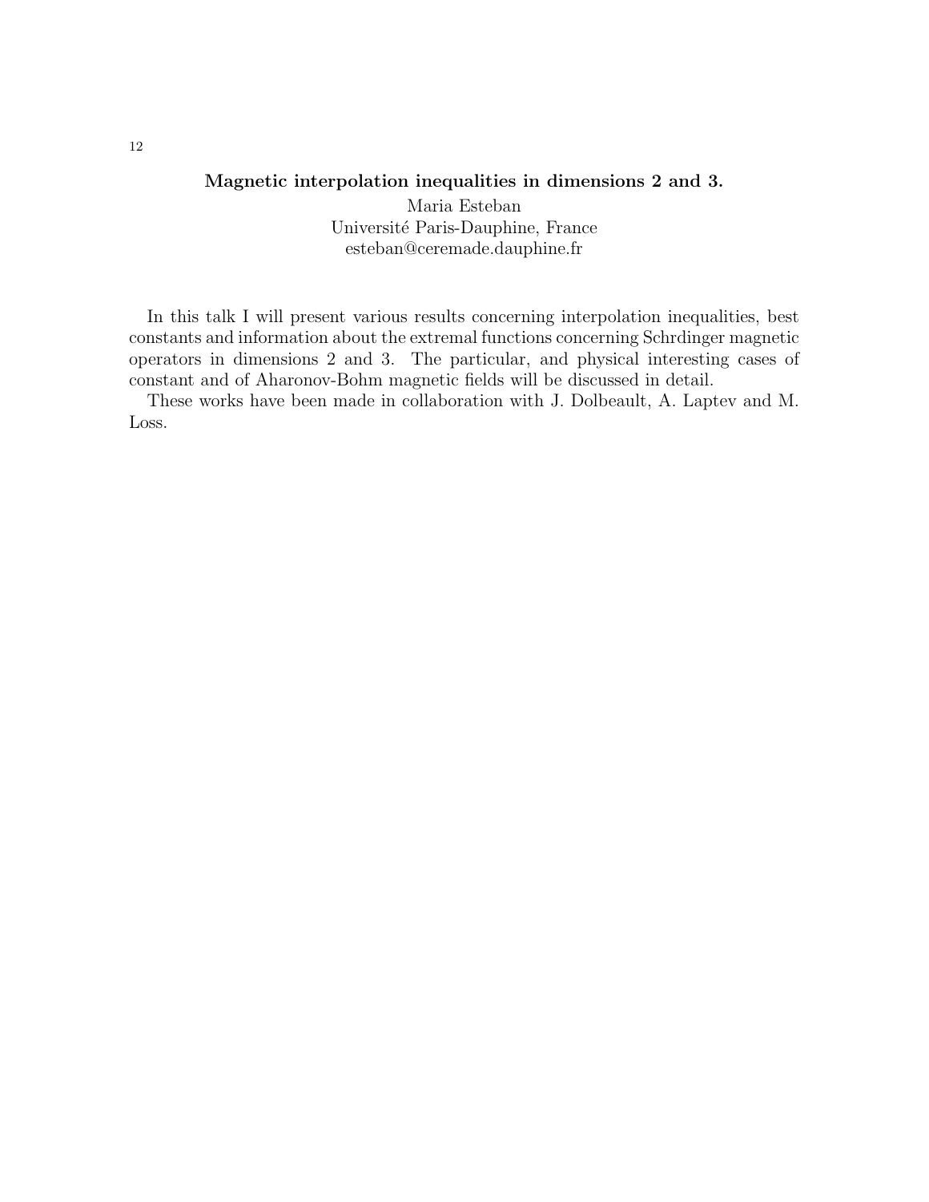## Magnetic interpolation inequalities in dimensions 2 and 3.

Maria Esteban
Université Paris-Dauphine, France
esteban@ceremade.dauphine.fr

In this talk I will present various results concerning interpolation inequalities, best constants and information about the extremal functions concerning Schrdinger magnetic operators in dimensions 2 and 3. The particular, and physical interesting cases of constant and of Aharonov-Bohm magnetic fields will be discussed in detail.

These works have been made in collaboration with J. Dolbeault, A. Laptev and M. Loss.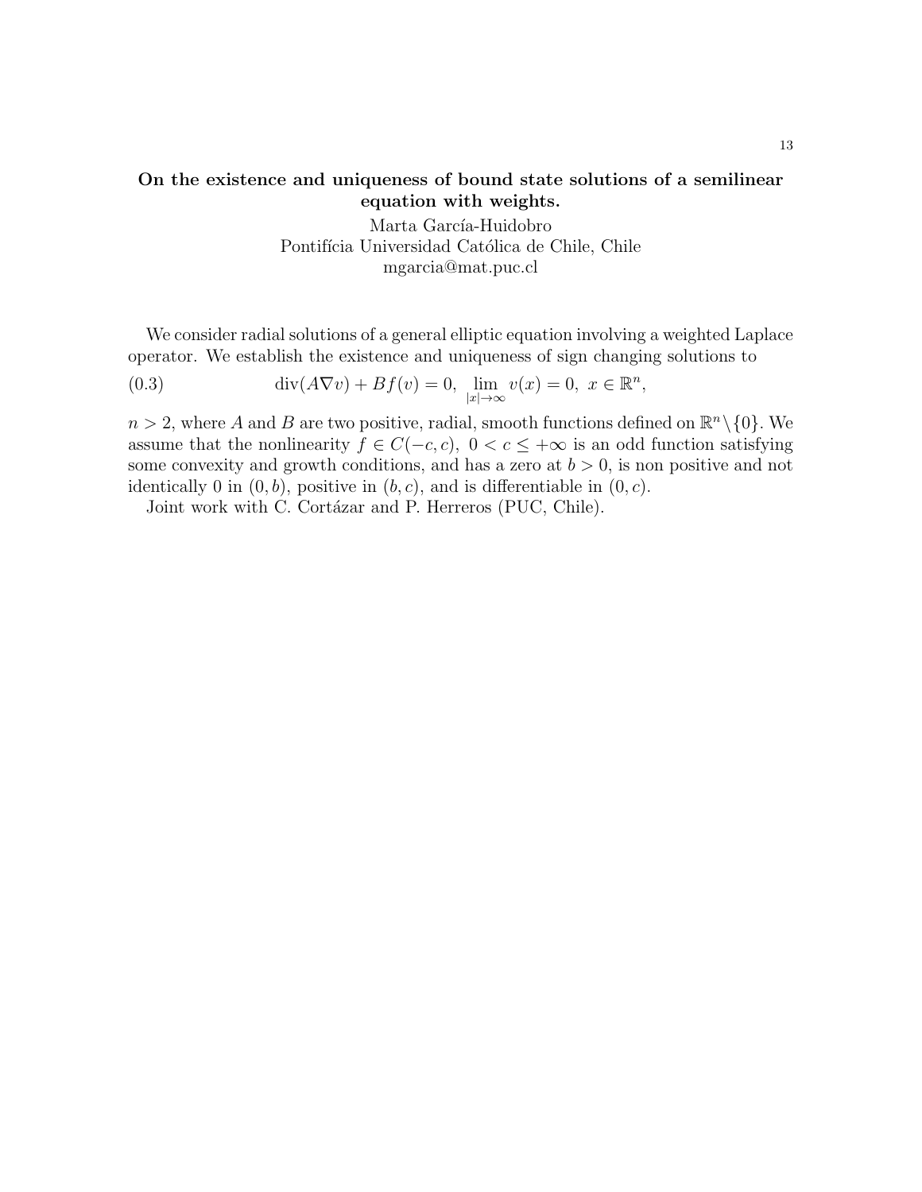**On the existence and uniqueness of bound state solutions of a semilinear equation with weights.**

Marta García-Huidobro
Pontifícia Universidad Católica de Chile, Chile
mgarcia@mat.puc.cl

We consider radial solutions of a general elliptic equation involving a weighted Laplace operator. We establish the existence and uniqueness of sign changing solutions to

$$\operatorname{div}(A\nabla v) + Bf(v) = 0, \ \lim_{|x|\to\infty} v(x) = 0, \ x \in \mathbb{R}^n, \tag{0.3}$$

$n > 2$, where $A$ and $B$ are two positive, radial, smooth functions defined on $\mathbb{R}^n \setminus \{0\}$. We assume that the nonlinearity $f \in C(-c, c), \ 0 < c \leq +\infty$ is an odd function satisfying some convexity and growth conditions, and has a zero at $b > 0$, is non positive and not identically 0 in $(0, b)$, positive in $(b, c)$, and is differentiable in $(0, c)$.

Joint work with C. Cortázar and P. Herreros (PUC, Chile).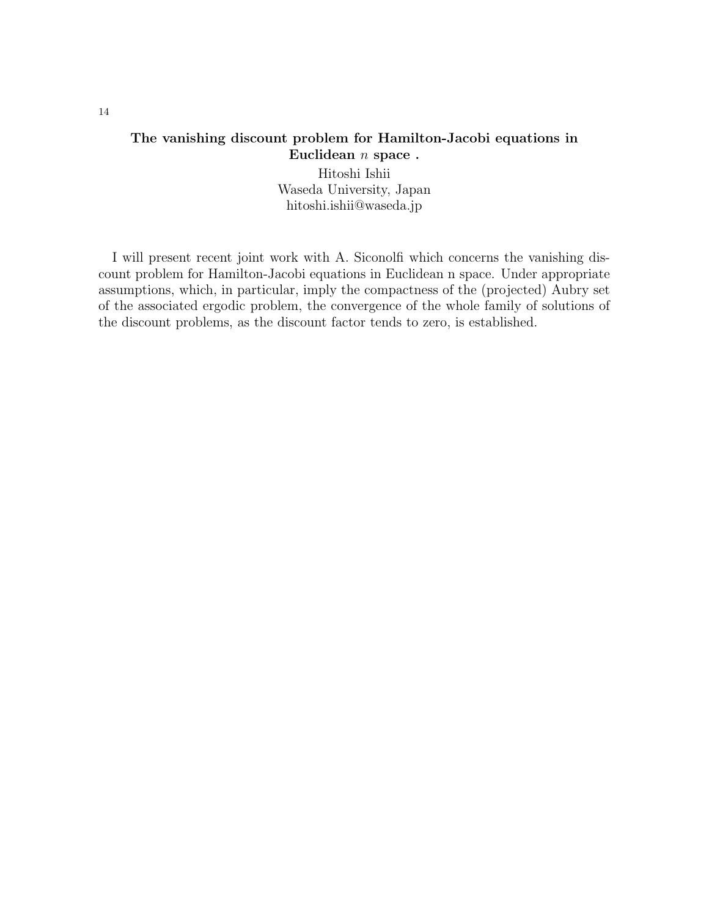## The vanishing discount problem for Hamilton-Jacobi equations in Euclidean $n$ space .

Hitoshi Ishii  
Waseda University, Japan  
hitoshi.ishii@waseda.jp

I will present recent joint work with A. Siconolfi which concerns the vanishing discount problem for Hamilton-Jacobi equations in Euclidean n space. Under appropriate assumptions, which, in particular, imply the compactness of the (projected) Aubry set of the associated ergodic problem, the convergence of the whole family of solutions of the discount problems, as the discount factor tends to zero, is established.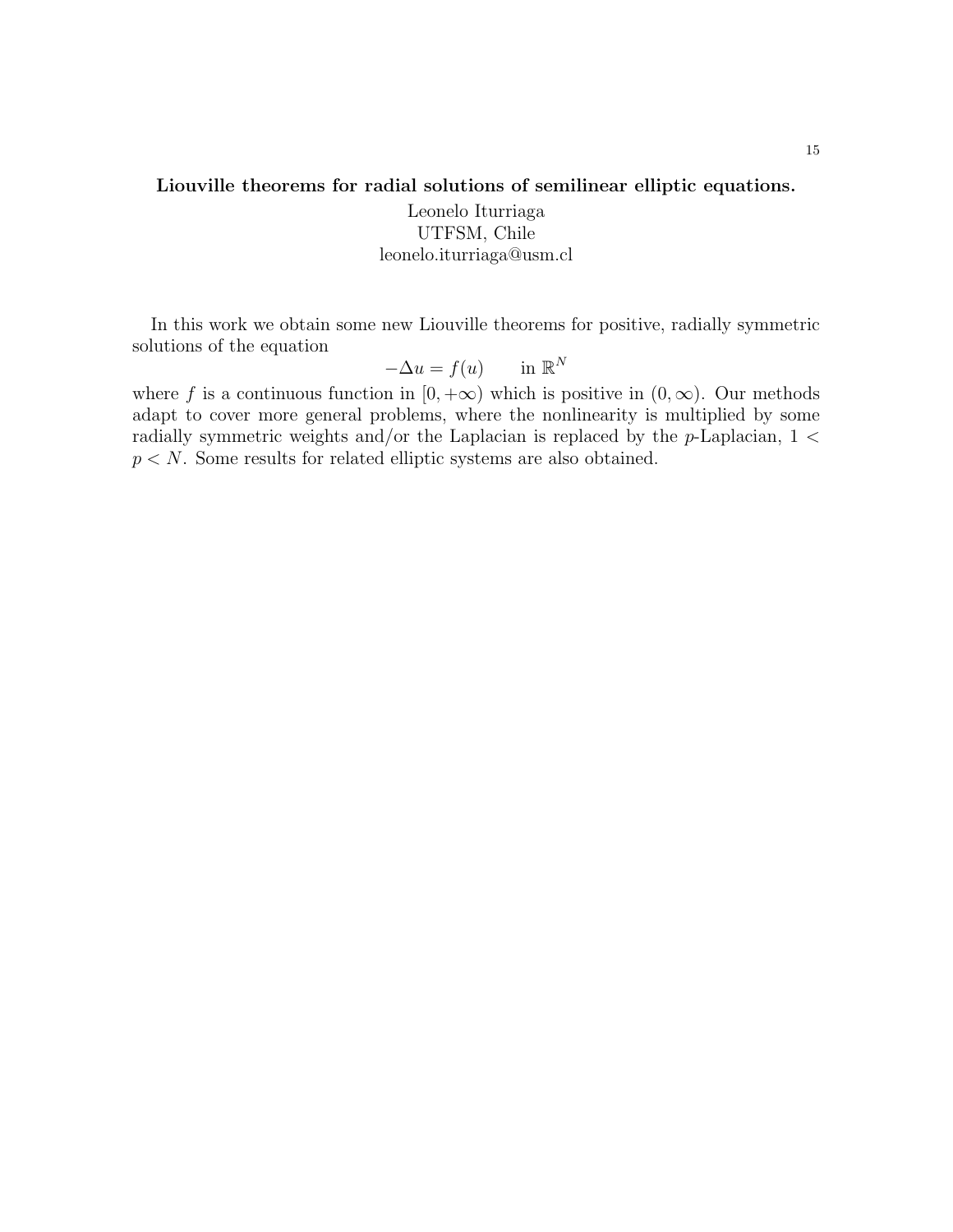## Liouville theorems for radial solutions of semilinear elliptic equations.

Leonelo Iturriaga
UTFSM, Chile
leonelo.iturriaga@usm.cl

In this work we obtain some new Liouville theorems for positive, radially symmetric solutions of the equation

$$-\Delta u = f(u) \qquad \text{in } \mathbb{R}^N$$

where $f$ is a continuous function in $[0, +\infty)$ which is positive in $(0, \infty)$. Our methods adapt to cover more general problems, where the nonlinearity is multiplied by some radially symmetric weights and/or the Laplacian is replaced by the $p$-Laplacian, $1 < p < N$. Some results for related elliptic systems are also obtained.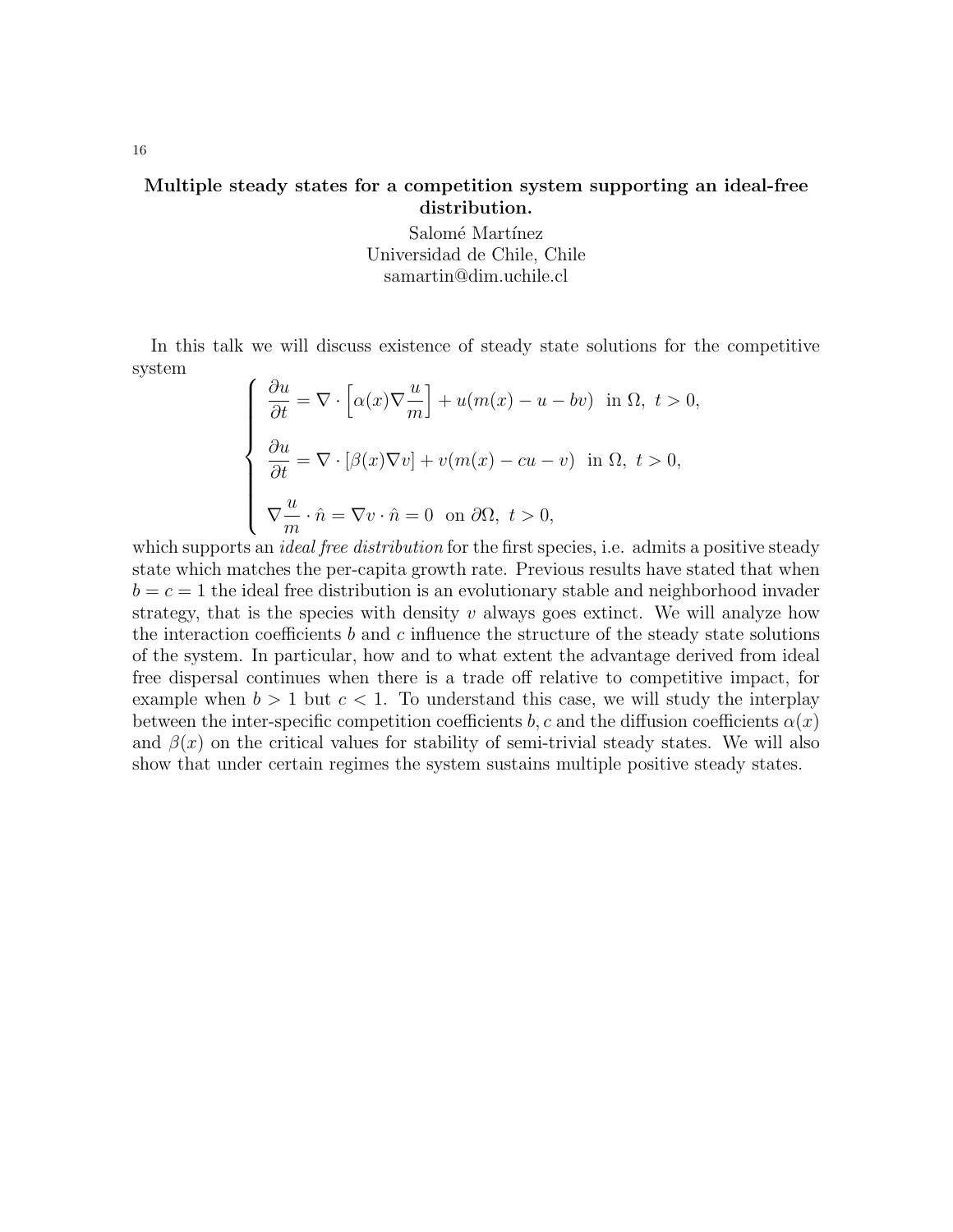## Multiple steady states for a competition system supporting an ideal-free distribution.

Salomé Martínez
Universidad de Chile, Chile
samartin@dim.uchile.cl

In this talk we will discuss existence of steady state solutions for the competitive system

$$
\begin{cases}
\dfrac{\partial u}{\partial t} = \nabla \cdot \left[ \alpha(x) \nabla \dfrac{u}{m} \right] + u(m(x) - u - bv) \ \text{ in } \Omega,\ t > 0, \\[2ex]
\dfrac{\partial u}{\partial t} = \nabla \cdot \left[ \beta(x) \nabla v \right] + v(m(x) - cu - v) \ \text{ in } \Omega,\ t > 0, \\[2ex]
\nabla \dfrac{u}{m} \cdot \hat{n} = \nabla v \cdot \hat{n} = 0 \ \text{ on } \partial\Omega,\ t > 0,
\end{cases}
$$

which supports an *ideal free distribution* for the first species, i.e. admits a positive steady state which matches the per-capita growth rate. Previous results have stated that when $b = c = 1$ the ideal free distribution is an evolutionary stable and neighborhood invader strategy, that is the species with density $v$ always goes extinct. We will analyze how the interaction coefficients $b$ and $c$ influence the structure of the steady state solutions of the system. In particular, how and to what extent the advantage derived from ideal free dispersal continues when there is a trade off relative to competitive impact, for example when $b > 1$ but $c < 1$. To understand this case, we will study the interplay between the inter-specific competition coefficients $b, c$ and the diffusion coefficients $\alpha(x)$ and $\beta(x)$ on the critical values for stability of semi-trivial steady states. We will also show that under certain regimes the system sustains multiple positive steady states.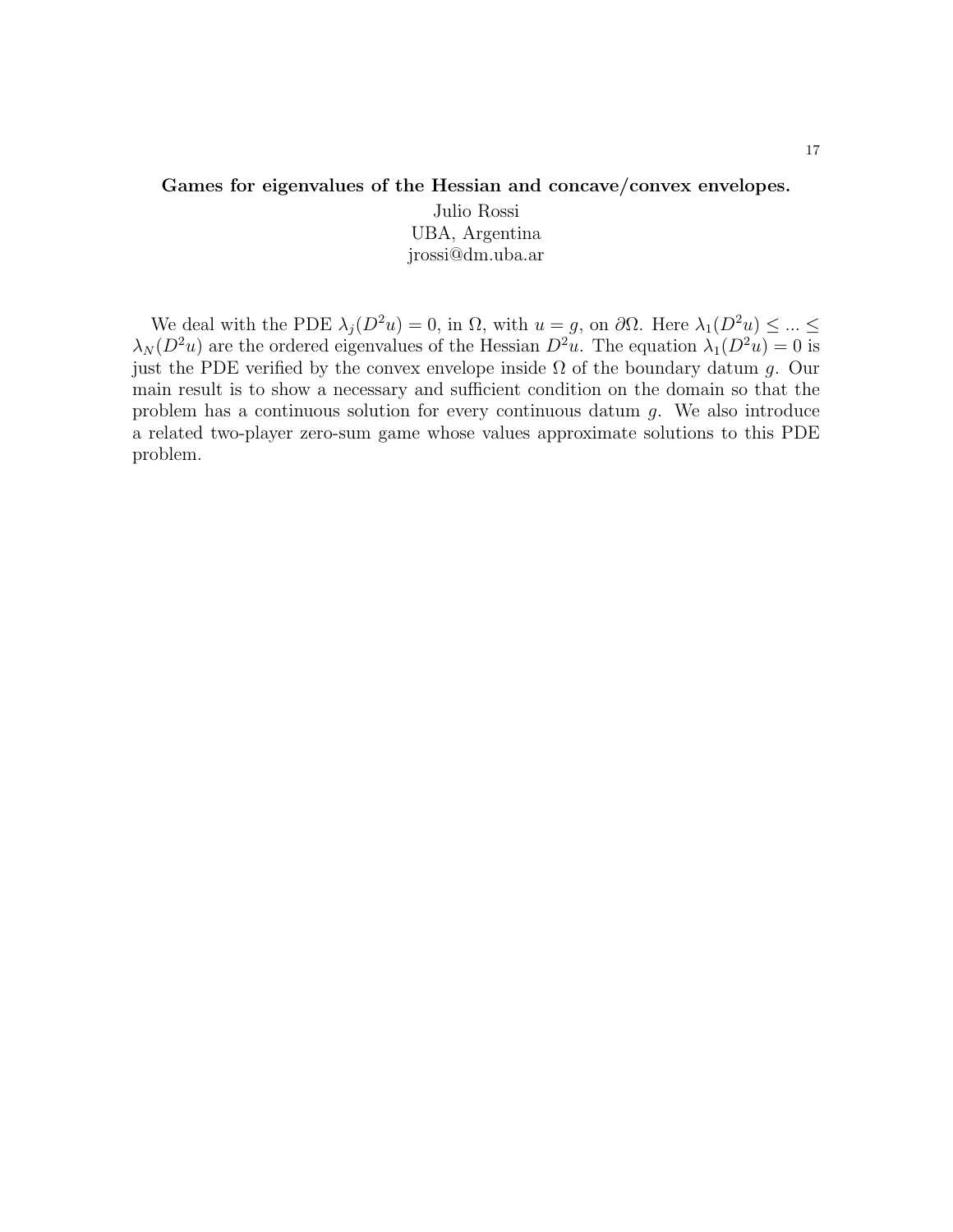### Games for eigenvalues of the Hessian and concave/convex envelopes.

Julio Rossi
UBA, Argentina
jrossi@dm.uba.ar

We deal with the PDE $\lambda_j(D^2u) = 0$, in $\Omega$, with $u = g$, on $\partial\Omega$. Here $\lambda_1(D^2u) \leq ... \leq \lambda_N(D^2u)$ are the ordered eigenvalues of the Hessian $D^2u$. The equation $\lambda_1(D^2u) = 0$ is just the PDE verified by the convex envelope inside $\Omega$ of the boundary datum $g$. Our main result is to show a necessary and sufficient condition on the domain so that the problem has a continuous solution for every continuous datum $g$. We also introduce a related two-player zero-sum game whose values approximate solutions to this PDE problem.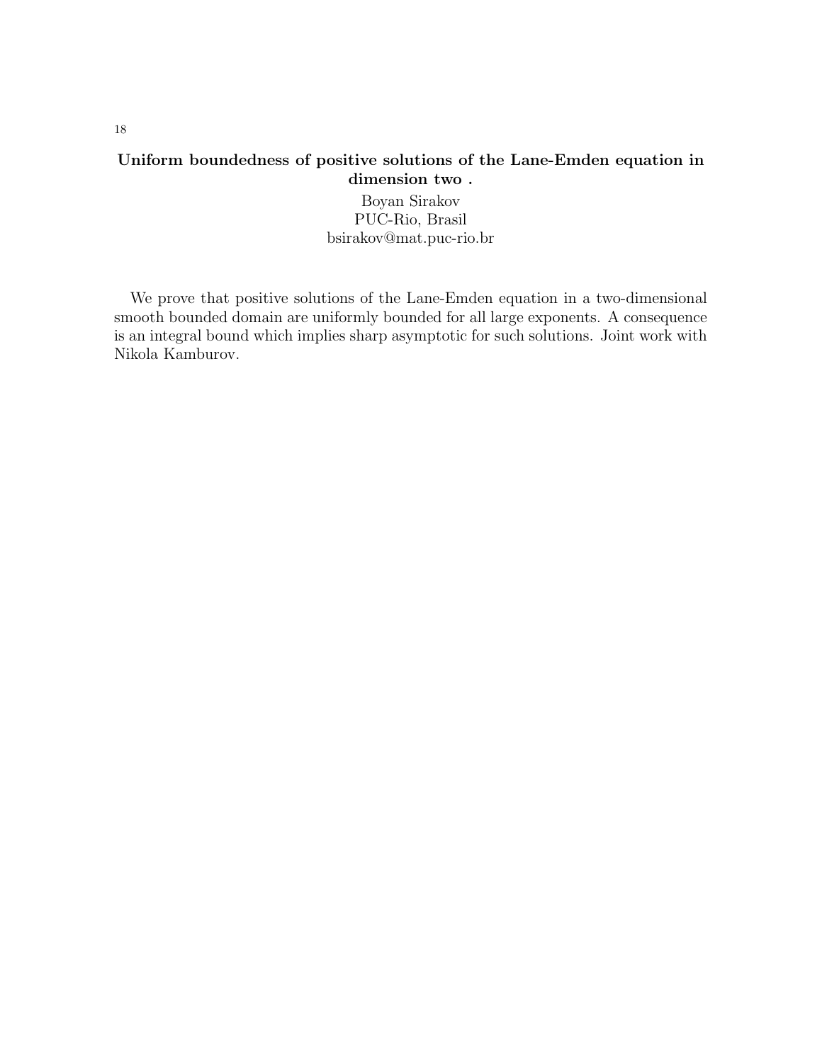## Uniform boundedness of positive solutions of the Lane-Emden equation in dimension two .

Boyan Sirakov
PUC-Rio, Brasil
bsirakov@mat.puc-rio.br

We prove that positive solutions of the Lane-Emden equation in a two-dimensional smooth bounded domain are uniformly bounded for all large exponents. A consequence is an integral bound which implies sharp asymptotic for such solutions. Joint work with Nikola Kamburov.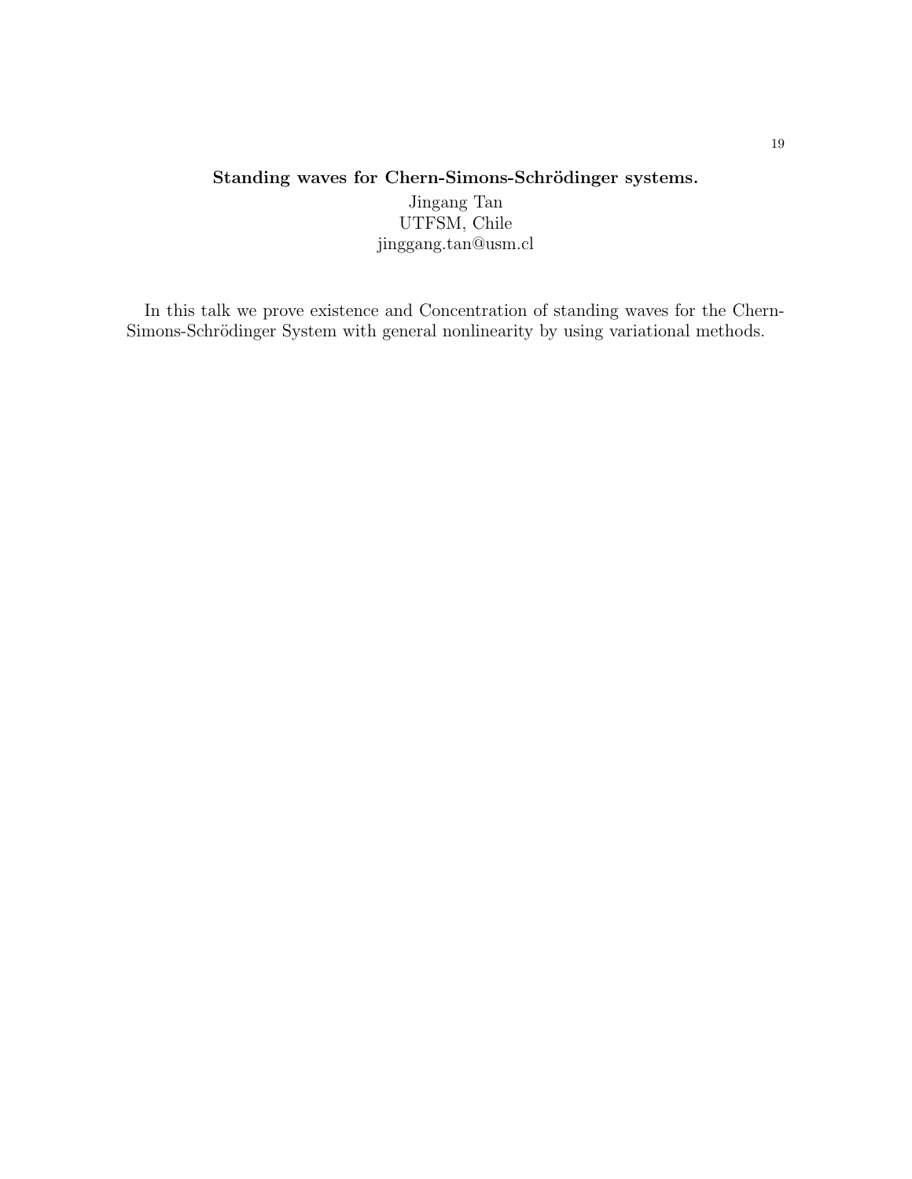**Standing waves for Chern-Simons-Schrödinger systems.**

Jingang Tan
UTFSM, Chile
jinggang.tan@usm.cl

In this talk we prove existence and Concentration of standing waves for the Chern-Simons-Schrödinger System with general nonlinearity by using variational methods.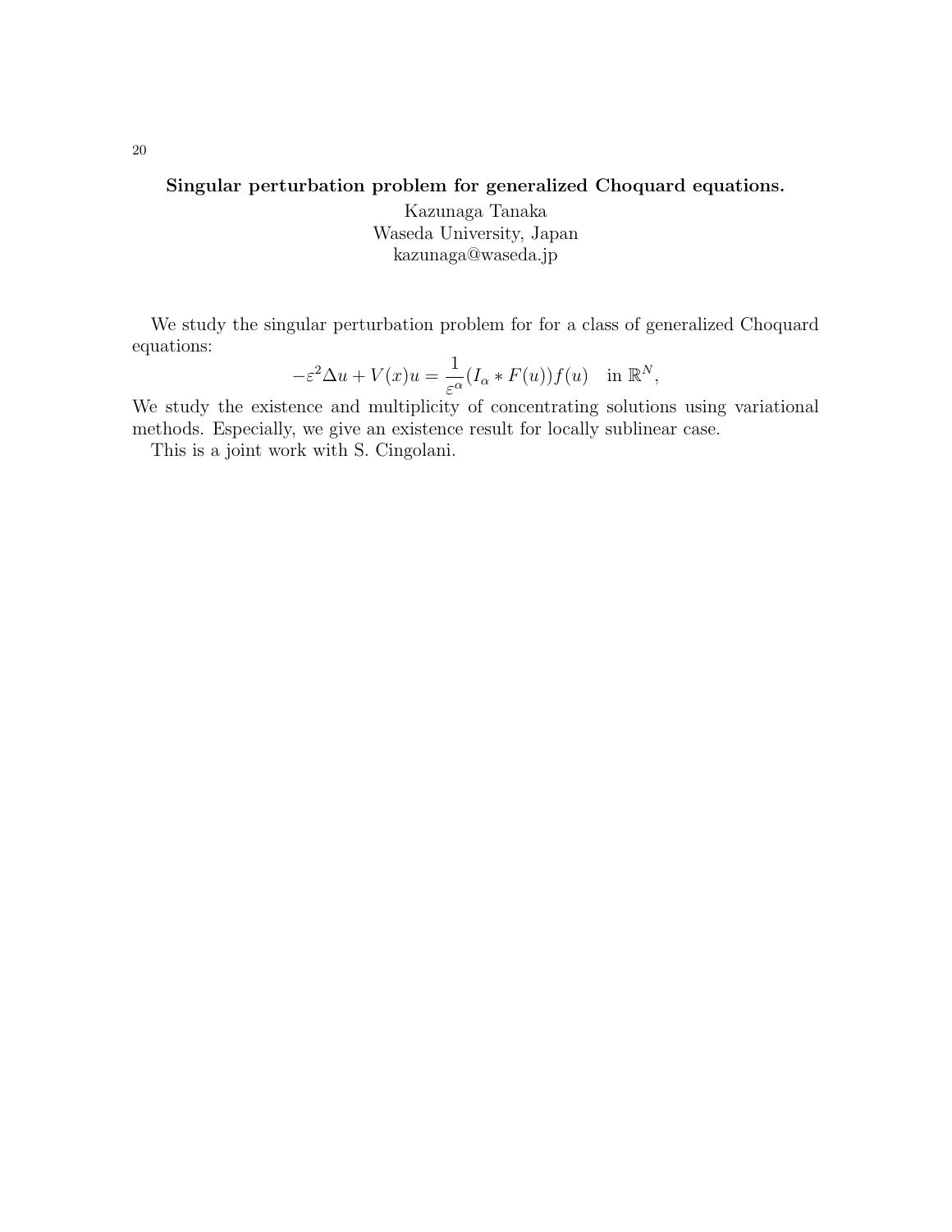## Singular perturbation problem for generalized Choquard equations.

Kazunaga Tanaka
Waseda University, Japan
kazunaga@waseda.jp

We study the singular perturbation problem for for a class of generalized Choquard equations:

$$-\varepsilon^2 \Delta u + V(x)u = \frac{1}{\varepsilon^\alpha}(I_\alpha * F(u))f(u) \quad \text{in } \mathbb{R}^N,$$

We study the existence and multiplicity of concentrating solutions using variational methods. Especially, we give an existence result for locally sublinear case.

This is a joint work with S. Cingolani.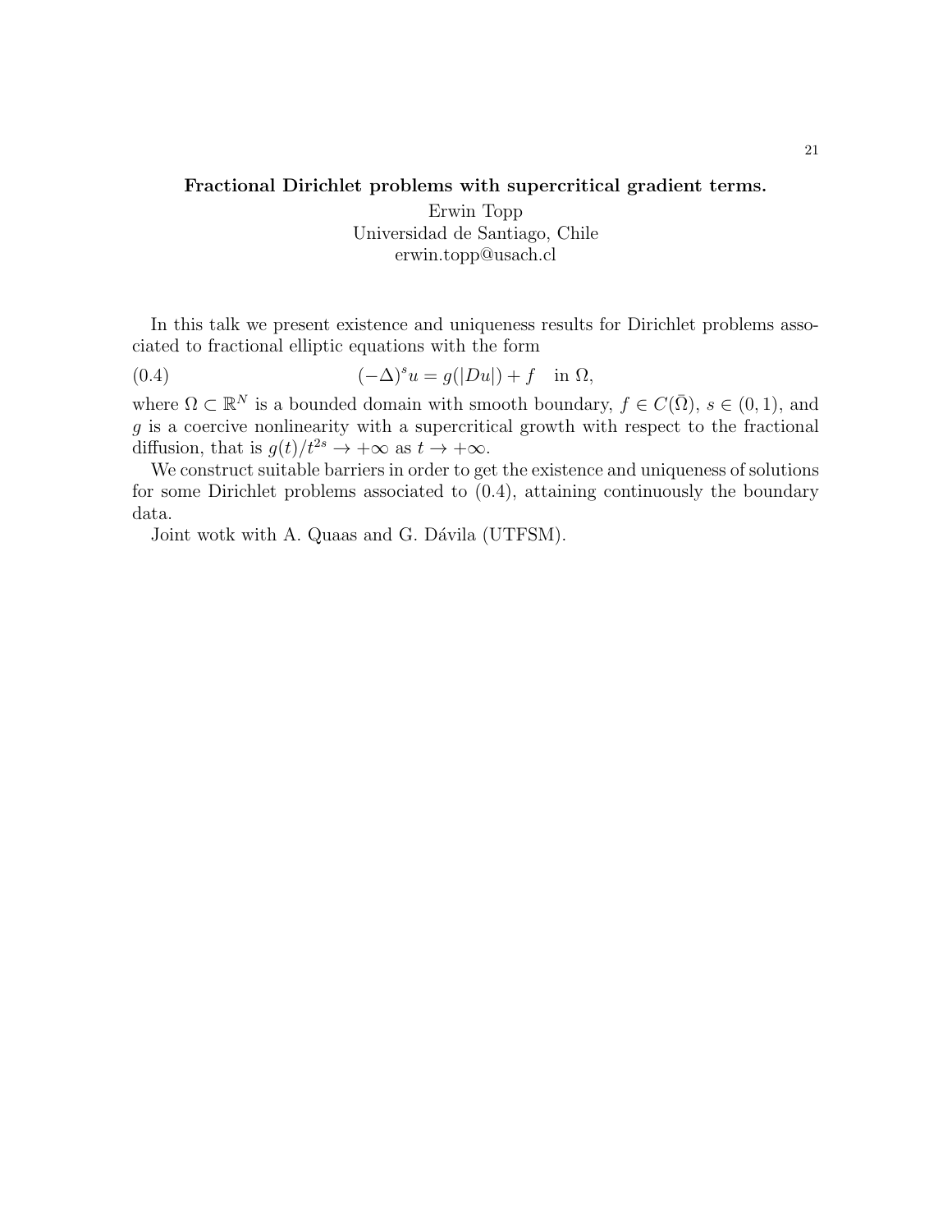## Fractional Dirichlet problems with supercritical gradient terms.

Erwin Topp
Universidad de Santiago, Chile
erwin.topp@usach.cl

In this talk we present existence and uniqueness results for Dirichlet problems associated to fractional elliptic equations with the form

$$(-\Delta)^s u = g(|Du|) + f \quad \text{in } \Omega, \tag{0.4}$$

where $\Omega \subset \mathbb{R}^N$ is a bounded domain with smooth boundary, $f \in C(\bar{\Omega})$, $s \in (0, 1)$, and $g$ is a coercive nonlinearity with a supercritical growth with respect to the fractional diffusion, that is $g(t)/t^{2s} \to +\infty$ as $t \to +\infty$.

We construct suitable barriers in order to get the existence and uniqueness of solutions for some Dirichlet problems associated to (0.4), attaining continuously the boundary data.

Joint wotk with A. Quaas and G. Dávila (UTFSM).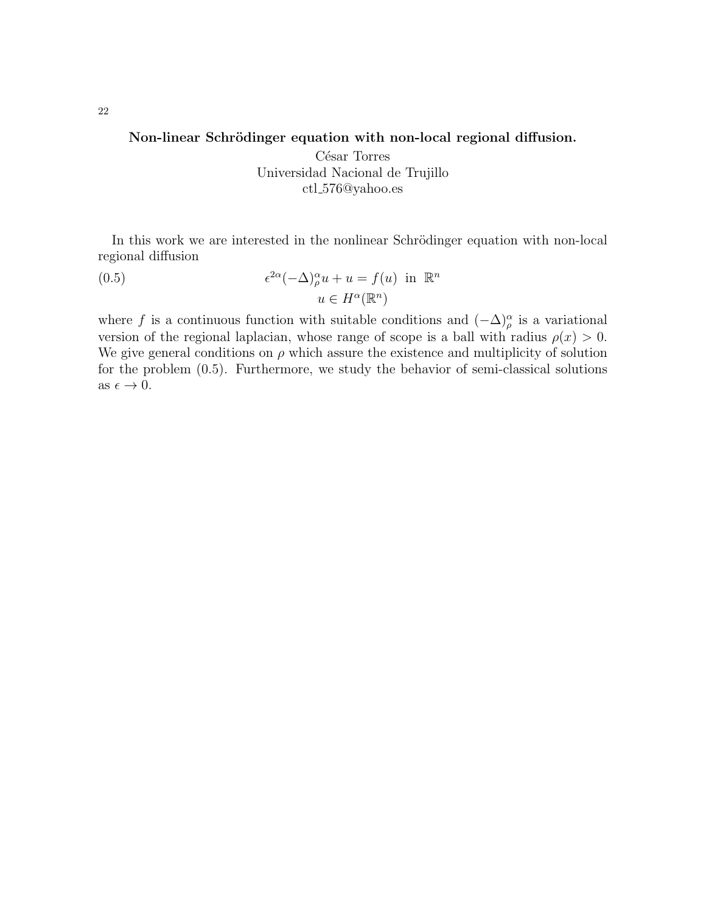## Non-linear Schrödinger equation with non-local regional diffusion.

César Torres
Universidad Nacional de Trujillo
ctl_576@yahoo.es

In this work we are interested in the nonlinear Schrödinger equation with non-local regional diffusion

$$
\begin{aligned}
\epsilon^{2\alpha}(-\Delta)^{\alpha}_{\rho} u + u &= f(u) \text{ in } \mathbb{R}^n \\
u &\in H^{\alpha}(\mathbb{R}^n)
\end{aligned}
\tag{0.5}
$$

where $f$ is a continuous function with suitable conditions and $(-\Delta)^{\alpha}_{\rho}$ is a variational version of the regional laplacian, whose range of scope is a ball with radius $\rho(x) > 0$. We give general conditions on $\rho$ which assure the existence and multiplicity of solution for the problem (0.5). Furthermore, we study the behavior of semi-classical solutions as $\epsilon \to 0$.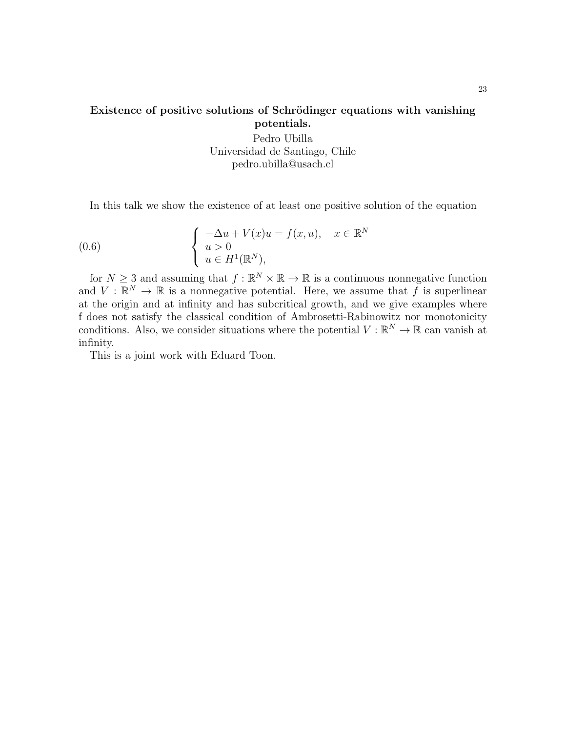### Existence of positive solutions of Schrödinger equations with vanishing potentials.

Pedro Ubilla
Universidad de Santiago, Chile
pedro.ubilla@usach.cl

In this talk we show the existence of at least one positive solution of the equation

$$
\begin{cases} -\Delta u + V(x)u = f(x,u), \quad x \in \mathbb{R}^N \\ u > 0 \\ u \in H^1(\mathbb{R}^N), \end{cases} \tag{0.6}
$$

for $N \geq 3$ and assuming that $f : \mathbb{R}^N \times \mathbb{R} \to \mathbb{R}$ is a continuous nonnegative function and $V : \mathbb{R}^N \to \mathbb{R}$ is a nonnegative potential. Here, we assume that $f$ is superlinear at the origin and at infinity and has subcritical growth, and we give examples where f does not satisfy the classical condition of Ambrosetti-Rabinowitz nor monotonicity conditions. Also, we consider situations where the potential $V : \mathbb{R}^N \to \mathbb{R}$ can vanish at infinity.

This is a joint work with Eduard Toon.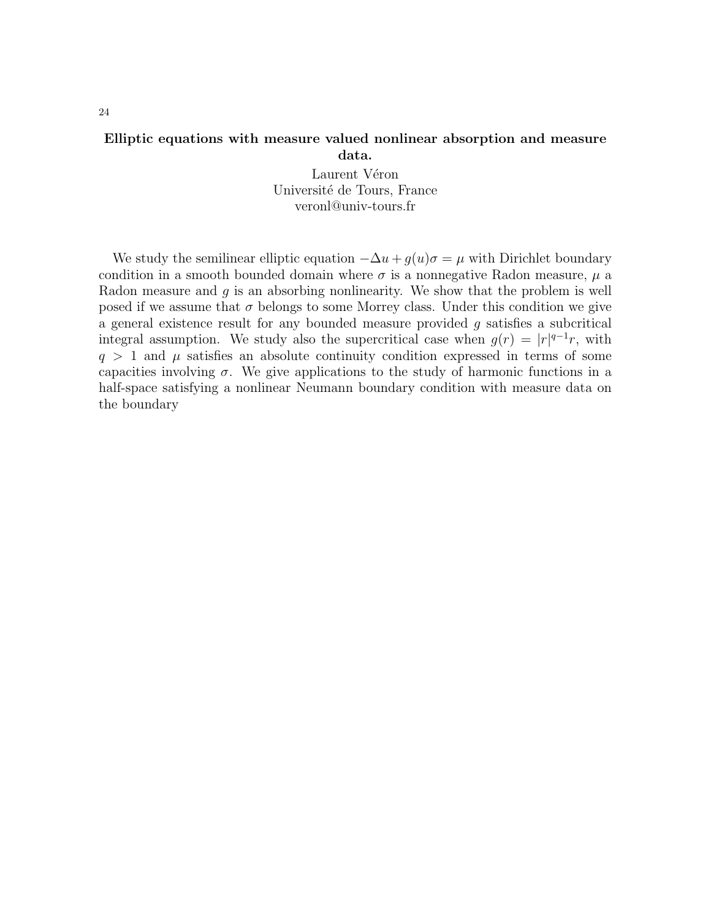## Elliptic equations with measure valued nonlinear absorption and measure data.

Laurent Véron
Université de Tours, France
veronl@univ-tours.fr

We study the semilinear elliptic equation $-\Delta u + g(u)\sigma = \mu$ with Dirichlet boundary condition in a smooth bounded domain where $\sigma$ is a nonnegative Radon measure, $\mu$ a Radon measure and $g$ is an absorbing nonlinearity. We show that the problem is well posed if we assume that $\sigma$ belongs to some Morrey class. Under this condition we give a general existence result for any bounded measure provided $g$ satisfies a subcritical integral assumption. We study also the supercritical case when $g(r) = |r|^{q-1}r$, with $q > 1$ and $\mu$ satisfies an absolute continuity condition expressed in terms of some capacities involving $\sigma$. We give applications to the study of harmonic functions in a half-space satisfying a nonlinear Neumann boundary condition with measure data on the boundary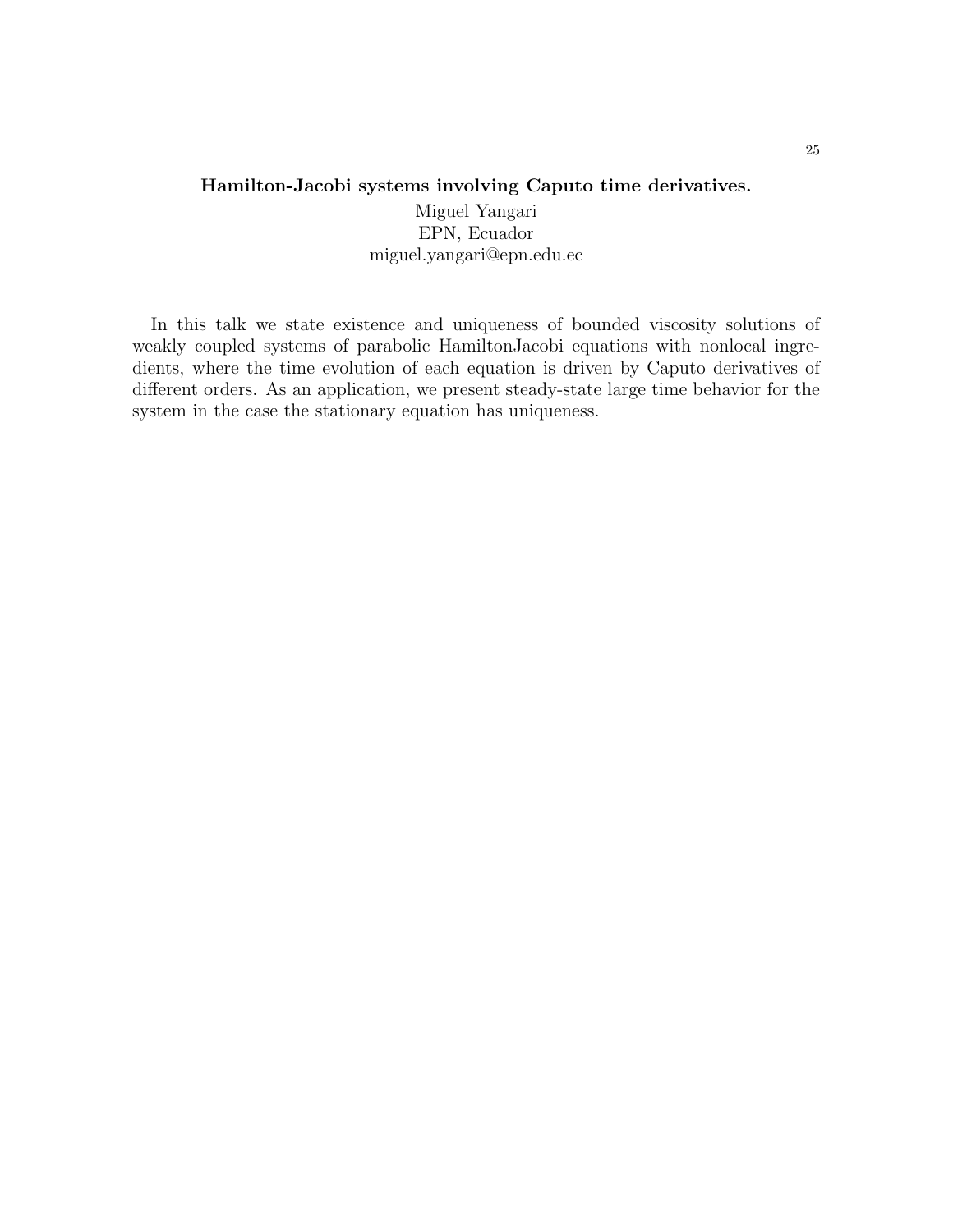### Hamilton-Jacobi systems involving Caputo time derivatives.

Miguel Yangari
EPN, Ecuador
miguel.yangari@epn.edu.ec

In this talk we state existence and uniqueness of bounded viscosity solutions of weakly coupled systems of parabolic HamiltonJacobi equations with nonlocal ingredients, where the time evolution of each equation is driven by Caputo derivatives of different orders. As an application, we present steady-state large time behavior for the system in the case the stationary equation has uniqueness.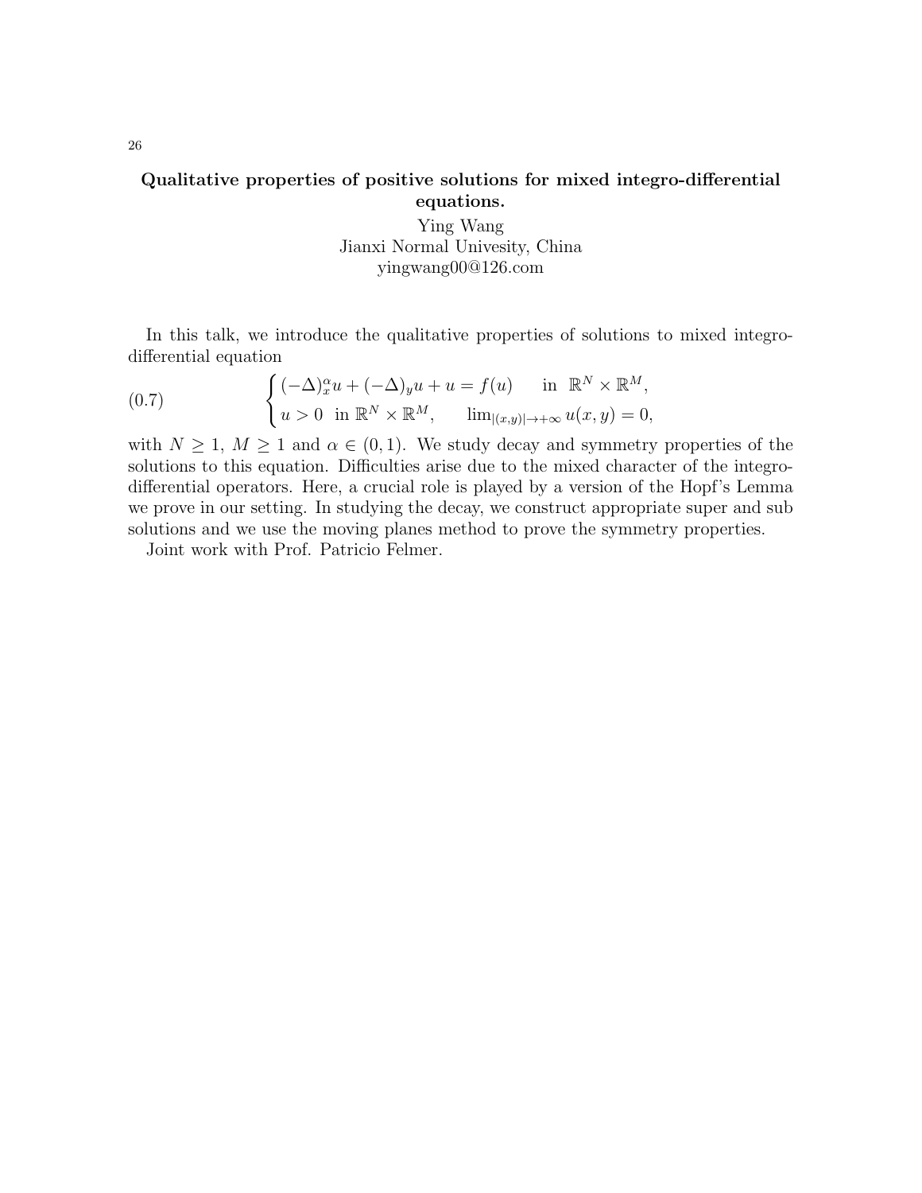**Qualitative properties of positive solutions for mixed integro-differential equations.**

Ying Wang
Jianxi Normal Univesity, China
yingwang00@126.com

In this talk, we introduce the qualitative properties of solutions to mixed integro-differential equation

$$
\begin{cases} (-\Delta)^{\alpha}_x u + (-\Delta)_y u + u = f(u) \quad \text{ in } \mathbb{R}^N \times \mathbb{R}^M, \\ u > 0 \ \text{ in } \mathbb{R}^N \times \mathbb{R}^M, \quad \lim_{|(x,y)| \to +\infty} u(x,y) = 0, \end{cases} \tag{0.7}
$$

with $N \geq 1$, $M \geq 1$ and $\alpha \in (0,1)$. We study decay and symmetry properties of the solutions to this equation. Difficulties arise due to the mixed character of the integro-differential operators. Here, a crucial role is played by a version of the Hopf's Lemma we prove in our setting. In studying the decay, we construct appropriate super and sub solutions and we use the moving planes method to prove the symmetry properties.

Joint work with Prof. Patricio Felmer.